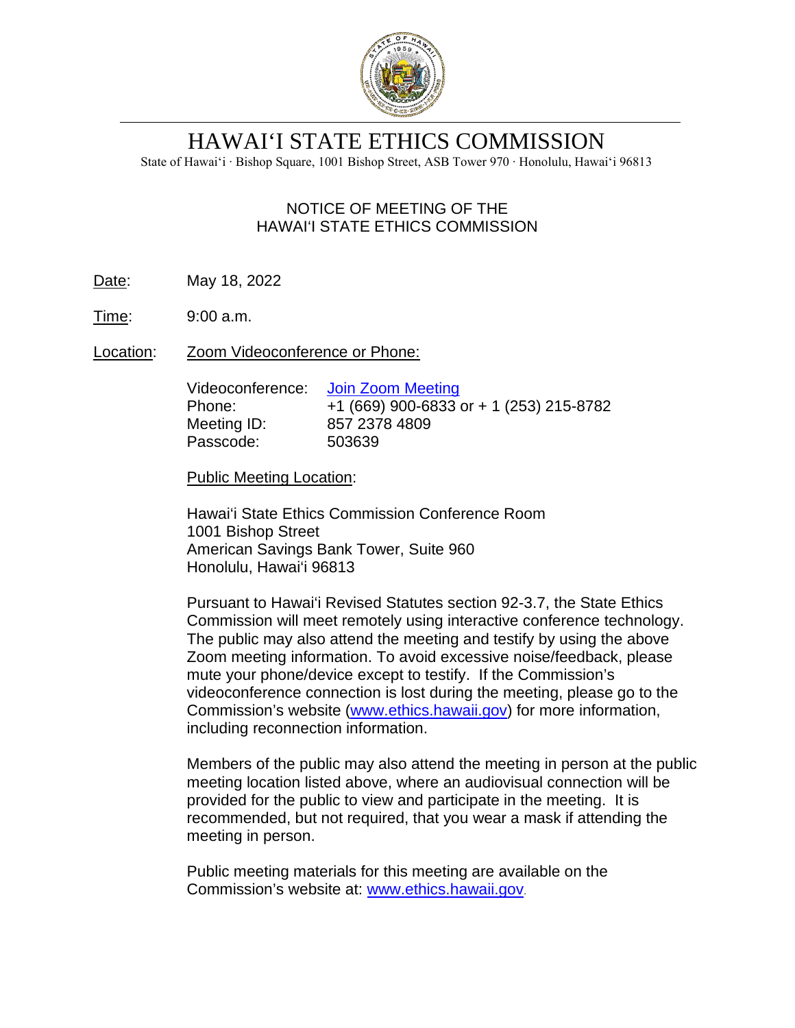# HAWAIʻI STATE ETHICS COMMISSION

State of Hawaiʻi · Bishop Square, 1001 Bishop Street, ASB Tower 970 · Honolulu, Hawaiʻi 96813

## NOTICE OF MEETING OF THE HAWAIʻI STATE ETHICS COMMISSION

Date: May 18, 2022

Time: 9:00 a.m.

Location: Zoom Videoconference or Phone:

Videoconference: Join Zoom Meeting
Phone: +1 (669) 900-6833 or + 1 (253) 215-8782
Meeting ID: 857 2378 4809
Passcode: 503639

Public Meeting Location:

Hawaiʻi State Ethics Commission Conference Room
1001 Bishop Street
American Savings Bank Tower, Suite 960
Honolulu, Hawaiʻi 96813

Pursuant to Hawaiʻi Revised Statutes section 92-3.7, the State Ethics Commission will meet remotely using interactive conference technology. The public may also attend the meeting and testify by using the above Zoom meeting information. To avoid excessive noise/feedback, please mute your phone/device except to testify. If the Commission's videoconference connection is lost during the meeting, please go to the Commission's website (www.ethics.hawaii.gov) for more information, including reconnection information.

Members of the public may also attend the meeting in person at the public meeting location listed above, where an audiovisual connection will be provided for the public to view and participate in the meeting. It is recommended, but not required, that you wear a mask if attending the meeting in person.

Public meeting materials for this meeting are available on the Commission's website at: www.ethics.hawaii.gov.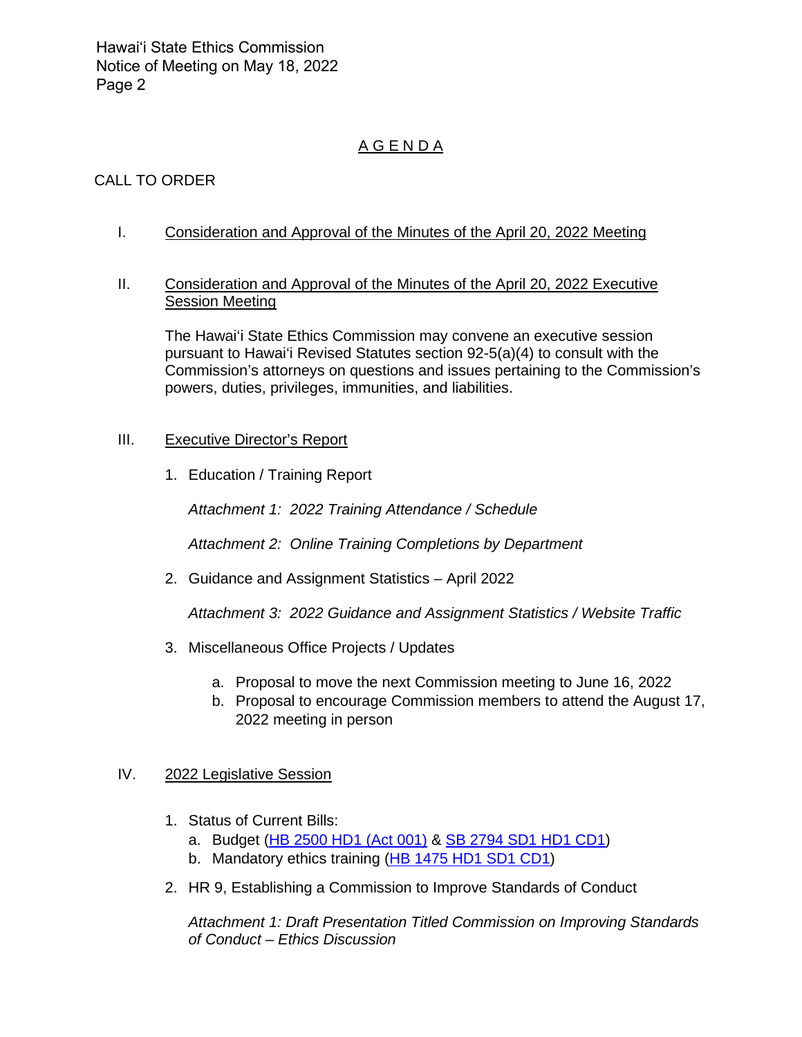## AGENDA

CALL TO ORDER

I. Consideration and Approval of the Minutes of the April 20, 2022 Meeting

II. Consideration and Approval of the Minutes of the April 20, 2022 Executive Session Meeting

The Hawaiʻi State Ethics Commission may convene an executive session pursuant to Hawaiʻi Revised Statutes section 92-5(a)(4) to consult with the Commission's attorneys on questions and issues pertaining to the Commission's powers, duties, privileges, immunities, and liabilities.

III. Executive Director's Report

1. Education / Training Report

   *Attachment 1: 2022 Training Attendance / Schedule*

   *Attachment 2: Online Training Completions by Department*

2. Guidance and Assignment Statistics – April 2022

   *Attachment 3: 2022 Guidance and Assignment Statistics / Website Traffic*

3. Miscellaneous Office Projects / Updates

   a. Proposal to move the next Commission meeting to June 16, 2022
   b. Proposal to encourage Commission members to attend the August 17, 2022 meeting in person

IV. 2022 Legislative Session

1. Status of Current Bills:
   a. Budget (HB 2500 HD1 (Act 001) & SB 2794 SD1 HD1 CD1)
   b. Mandatory ethics training (HB 1475 HD1 SD1 CD1)

2. HR 9, Establishing a Commission to Improve Standards of Conduct

   *Attachment 1: Draft Presentation Titled Commission on Improving Standards of Conduct – Ethics Discussion*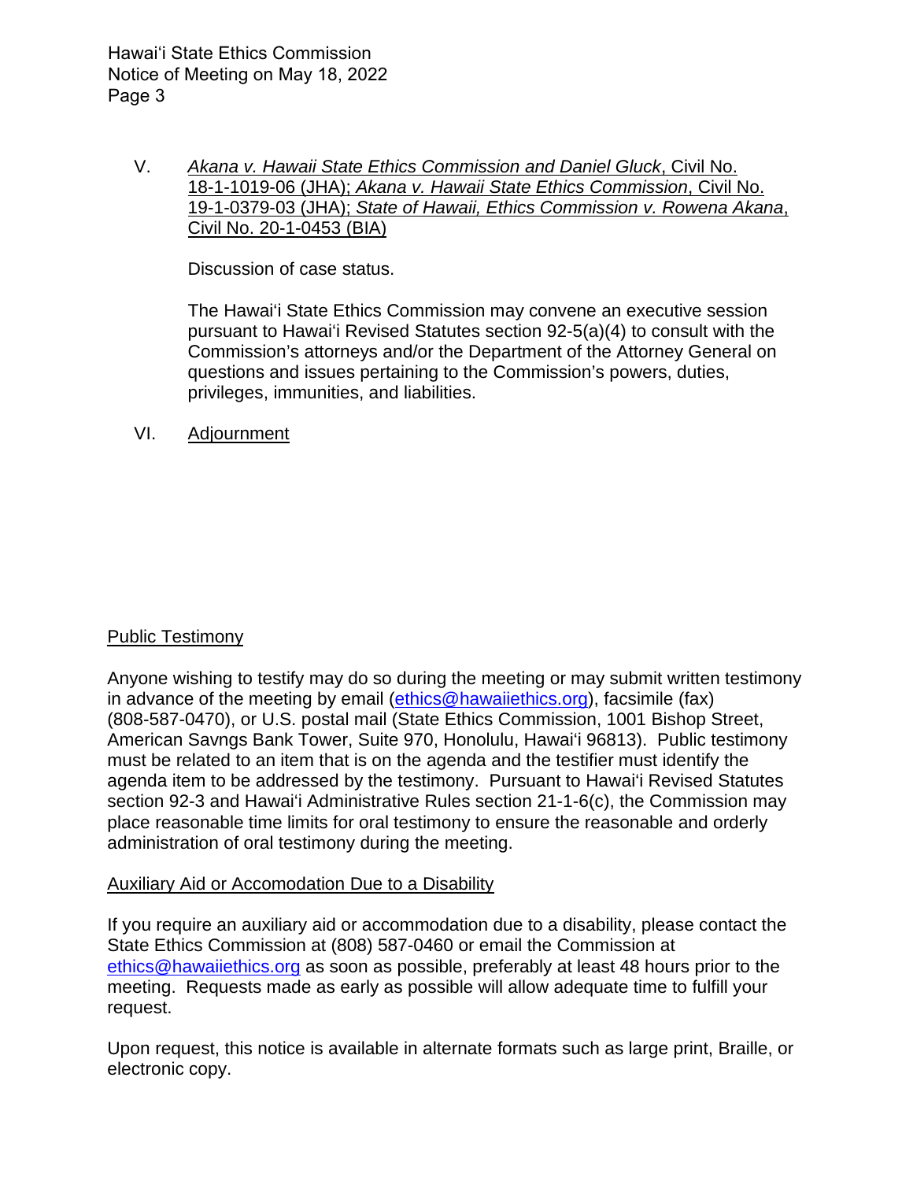V. *Akana v. Hawaii State Ethics Commission and Daniel Gluck*, Civil No. 18-1-1019-06 (JHA); *Akana v. Hawaii State Ethics Commission*, Civil No. 19-1-0379-03 (JHA); *State of Hawaii, Ethics Commission v. Rowena Akana*, Civil No. 20-1-0453 (BIA)

Discussion of case status.

The Hawaiʻi State Ethics Commission may convene an executive session pursuant to Hawaiʻi Revised Statutes section 92-5(a)(4) to consult with the Commission's attorneys and/or the Department of the Attorney General on questions and issues pertaining to the Commission's powers, duties, privileges, immunities, and liabilities.

VI. Adjournment

## Public Testimony

Anyone wishing to testify may do so during the meeting or may submit written testimony in advance of the meeting by email (ethics@hawaiiethics.org), facsimile (fax) (808-587-0470), or U.S. postal mail (State Ethics Commission, 1001 Bishop Street, American Savngs Bank Tower, Suite 970, Honolulu, Hawaiʻi 96813). Public testimony must be related to an item that is on the agenda and the testifier must identify the agenda item to be addressed by the testimony. Pursuant to Hawaiʻi Revised Statutes section 92-3 and Hawaiʻi Administrative Rules section 21-1-6(c), the Commission may place reasonable time limits for oral testimony to ensure the reasonable and orderly administration of oral testimony during the meeting.

## Auxiliary Aid or Accomodation Due to a Disability

If you require an auxiliary aid or accommodation due to a disability, please contact the State Ethics Commission at (808) 587-0460 or email the Commission at ethics@hawaiiethics.org as soon as possible, preferably at least 48 hours prior to the meeting. Requests made as early as possible will allow adequate time to fulfill your request.

Upon request, this notice is available in alternate formats such as large print, Braille, or electronic copy.